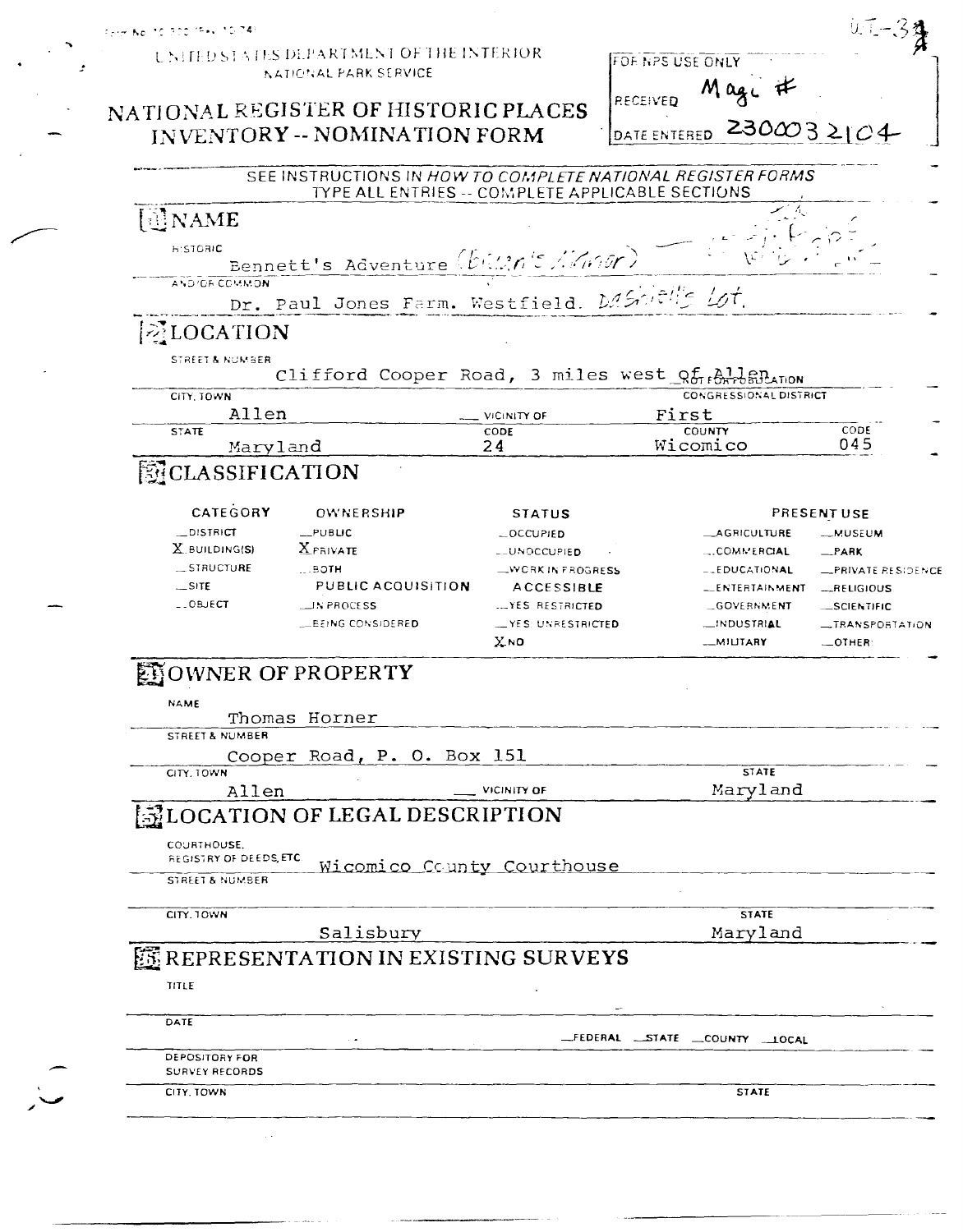Form No. 10-300 (Rev. 10-74)

WI-3

UNITED STATES DEPARTMENT OF THE INTERIOR
NATIONAL PARK SERVICE

# NATIONAL REGISTER OF HISTORIC PLACES INVENTORY -- NOMINATION FORM

FOR NPS USE ONLY
RECEIVED Magi #
DATE ENTERED 2300032104

SEE INSTRUCTIONS IN *HOW TO COMPLETE NATIONAL REGISTER FORMS*
TYPE ALL ENTRIES -- COMPLETE APPLICABLE SECTIONS

## 1 NAME

HISTORIC
Bennett's Adventure (Bacon's Manor)

AND/OR COMMON
Dr. Paul Jones Farm. Westfield. Dashiell's Lot.

## 2 LOCATION

STREET & NUMBER
Clifford Cooper Road, 3 miles west of Allen — NOT FOR PUBLICATION

CITY, TOWN: Allen — VICINITY OF
CONGRESSIONAL DISTRICT: First

STATE: Maryland — CODE: 24 — COUNTY: Wicomico — CODE: 045

## 3 CLASSIFICATION

| CATEGORY | OWNERSHIP | STATUS | PRESENT USE | |
|---|---|---|---|---|
| __DISTRICT | __PUBLIC | __OCCUPIED | __AGRICULTURE | __MUSEUM |
| X BUILDING(S) | X PRIVATE | __UNOCCUPIED | __COMMERCIAL | __PARK |
| __STRUCTURE | __BOTH | __WORK IN PROGRESS | __EDUCATIONAL | __PRIVATE RESIDENCE |
| __SITE | PUBLIC ACQUISITION | ACCESSIBLE | __ENTERTAINMENT | __RELIGIOUS |
| __OBJECT | __IN PROCESS | __YES: RESTRICTED | __GOVERNMENT | __SCIENTIFIC |
| | __BEING CONSIDERED | __YES: UNRESTRICTED | __INDUSTRIAL | __TRANSPORTATION |
| | | X NO | __MILITARY | __OTHER: |

## 4 OWNER OF PROPERTY

NAME
Thomas Horner

STREET & NUMBER
Cooper Road, P. O. Box 151

CITY, TOWN: Allen — VICINITY OF
STATE: Maryland

## 5 LOCATION OF LEGAL DESCRIPTION

COURTHOUSE, REGISTRY OF DEEDS, ETC.: Wicomico County Courthouse

STREET & NUMBER

CITY, TOWN: Salisbury
STATE: Maryland

## 6 REPRESENTATION IN EXISTING SURVEYS

TITLE

DATE
__FEDERAL __STATE __COUNTY __LOCAL

DEPOSITORY FOR SURVEY RECORDS

CITY, TOWN
STATE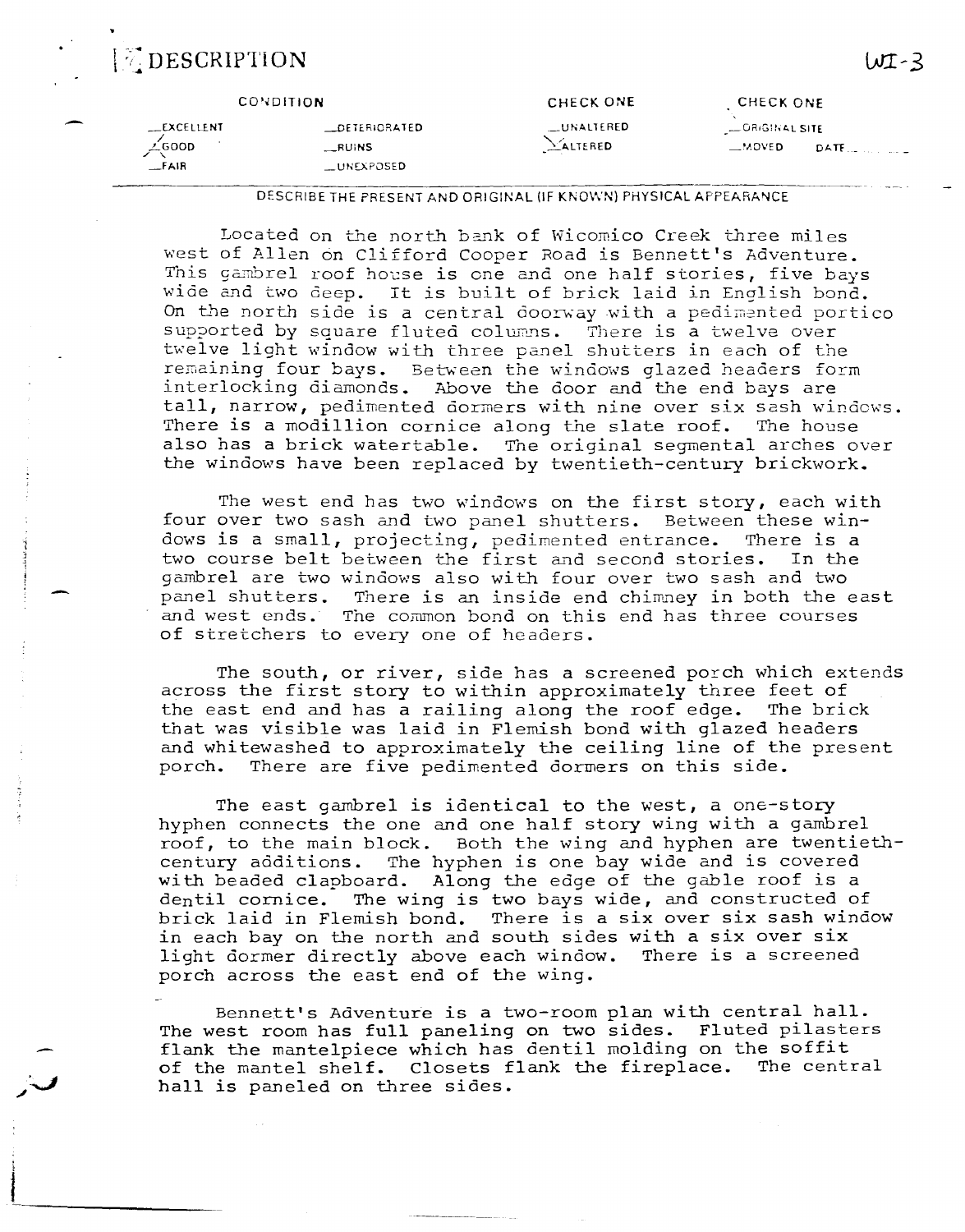# 7 DESCRIPTION

WI-3

| CONDITION | | CHECK ONE | CHECK ONE |
|---|---|---|---|
| __EXCELLENT | __DETERIORATED | __UNALTERED | __ORIGINAL SITE |
| X GOOD | __RUINS | X ALTERED | __MOVED DATE______ |
| __FAIR | __UNEXPOSED | | |

DESCRIBE THE PRESENT AND ORIGINAL (IF KNOWN) PHYSICAL APPEARANCE

Located on the north bank of Wicomico Creek three miles west of Allen on Clifford Cooper Road is Bennett's Adventure. This gambrel roof house is one and one half stories, five bays wide and two deep. It is built of brick laid in English bond. On the north side is a central doorway with a pedimented portico supported by square fluted columns. There is a twelve over twelve light window with three panel shutters in each of the remaining four bays. Between the windows glazed headers form interlocking diamonds. Above the door and the end bays are tall, narrow, pedimented dormers with nine over six sash windows. There is a modillion cornice along the slate roof. The house also has a brick watertable. The original segmental arches over the windows have been replaced by twentieth-century brickwork.

The west end has two windows on the first story, each with four over two sash and two panel shutters. Between these windows is a small, projecting, pedimented entrance. There is a two course belt between the first and second stories. In the gambrel are two windows also with four over two sash and two panel shutters. There is an inside end chimney in both the east and west ends. The common bond on this end has three courses of stretchers to every one of headers.

The south, or river, side has a screened porch which extends across the first story to within approximately three feet of the east end and has a railing along the roof edge. The brick that was visible was laid in Flemish bond with glazed headers and whitewashed to approximately the ceiling line of the present porch. There are five pedimented dormers on this side.

The east gambrel is identical to the west, a one-story hyphen connects the one and one half story wing with a gambrel roof, to the main block. Both the wing and hyphen are twentieth-century additions. The hyphen is one bay wide and is covered with beaded clapboard. Along the edge of the gable roof is a dentil cornice. The wing is two bays wide, and constructed of brick laid in Flemish bond. There is a six over six sash window in each bay on the north and south sides with a six over six light dormer directly above each window. There is a screened porch across the east end of the wing.

Bennett's Adventure is a two-room plan with central hall. The west room has full paneling on two sides. Fluted pilasters flank the mantelpiece which has dentil molding on the soffit of the mantel shelf. Closets flank the fireplace. The central hall is paneled on three sides.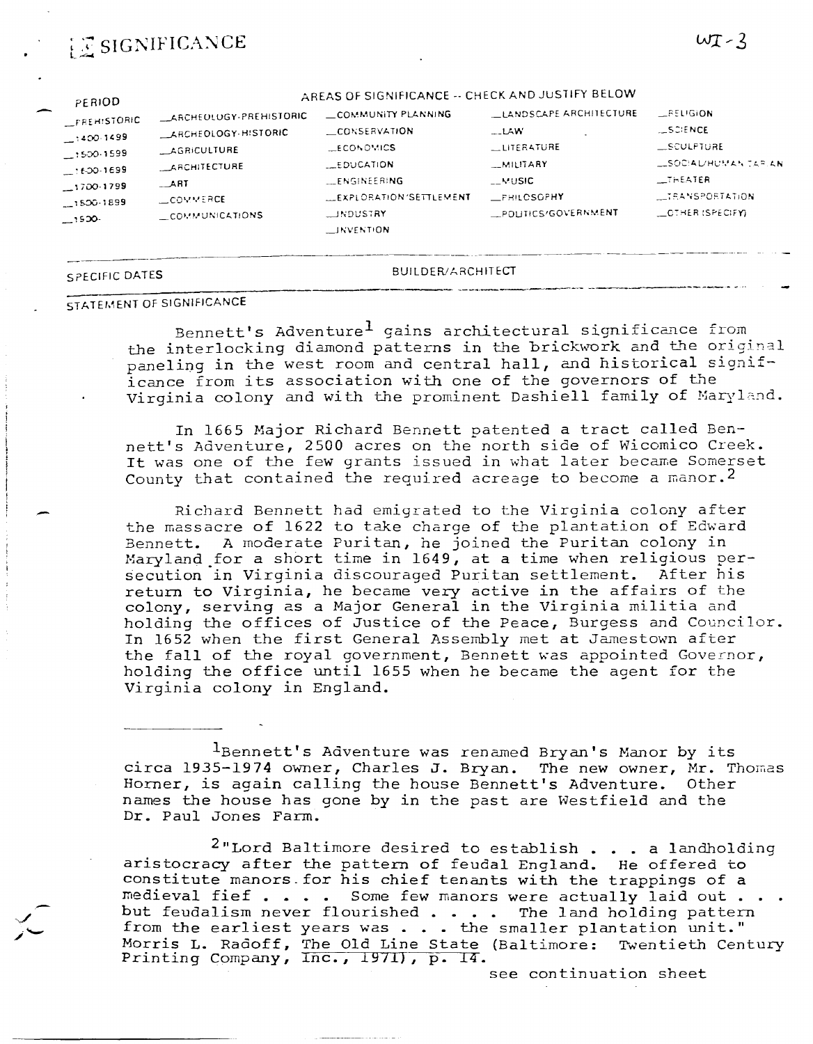# 8 SIGNIFICANCE

| PERIOD | AREAS OF SIGNIFICANCE -- CHECK AND JUSTIFY BELOW | | | |
|---|---|---|---|---|
| _PREHISTORIC | _ARCHEOLOGY-PREHISTORIC | _COMMUNITY PLANNING | _LANDSCAPE ARCHITECTURE | _RELIGION |
| _1400-1499 | _ARCHEOLOGY-HISTORIC | _CONSERVATION | _LAW | _SCIENCE |
| _1500-1599 | _AGRICULTURE | _ECONOMICS | _LITERATURE | _SCULPTURE |
| _1600-1699 | _ARCHITECTURE | _EDUCATION | _MILITARY | _SOCIAL/HUMANITARIAN |
| _1700-1799 | _ART | _ENGINEERING | _MUSIC | _THEATER |
| _1800-1899 | _COMMERCE | _EXPLORATION/SETTLEMENT | _PHILOSOPHY | _TRANSPORTATION |
| _1900- | _COMMUNICATIONS | _INDUSTRY | _POLITICS/GOVERNMENT | _OTHER (SPECIFY) |
| | | _INVENTION | | |

SPECIFIC DATES | BUILDER/ARCHITECT

STATEMENT OF SIGNIFICANCE

Bennett's Adventure[1] gains architectural significance from the interlocking diamond patterns in the brickwork and the original paneling in the west room and central hall, and historical significance from its association with one of the governors of the Virginia colony and with the prominent Dashiell family of Maryland.

In 1665 Major Richard Bennett patented a tract called Bennett's Adventure, 2500 acres on the north side of Wicomico Creek. It was one of the few grants issued in what later became Somerset County that contained the required acreage to become a manor.[2]

Richard Bennett had emigrated to the Virginia colony after the massacre of 1622 to take charge of the plantation of Edward Bennett. A moderate Puritan, he joined the Puritan colony in Maryland for a short time in 1649, at a time when religious persecution in Virginia discouraged Puritan settlement. After his return to Virginia, he became very active in the affairs of the colony, serving as a Major General in the Virginia militia and holding the offices of Justice of the Peace, Burgess and Councilor. In 1652 when the first General Assembly met at Jamestown after the fall of the royal government, Bennett was appointed Governor, holding the office until 1655 when he became the agent for the Virginia colony in England.

---

[1]Bennett's Adventure was renamed Bryan's Manor by its circa 1935-1974 owner, Charles J. Bryan. The new owner, Mr. Thomas Horner, is again calling the house Bennett's Adventure. Other names the house has gone by in the past are Westfield and the Dr. Paul Jones Farm.

[2]"Lord Baltimore desired to establish . . . a landholding aristocracy after the pattern of feudal England. He offered to constitute manors for his chief tenants with the trappings of a medieval fief . . . . Some few manors were actually laid out . . . but feudalism never flourished . . . . The land holding pattern from the earliest years was . . . the smaller plantation unit." Morris L. Radoff, The Old Line State (Baltimore: Twentieth Century Printing Company, Inc., 1971), p. 14.

see continuation sheet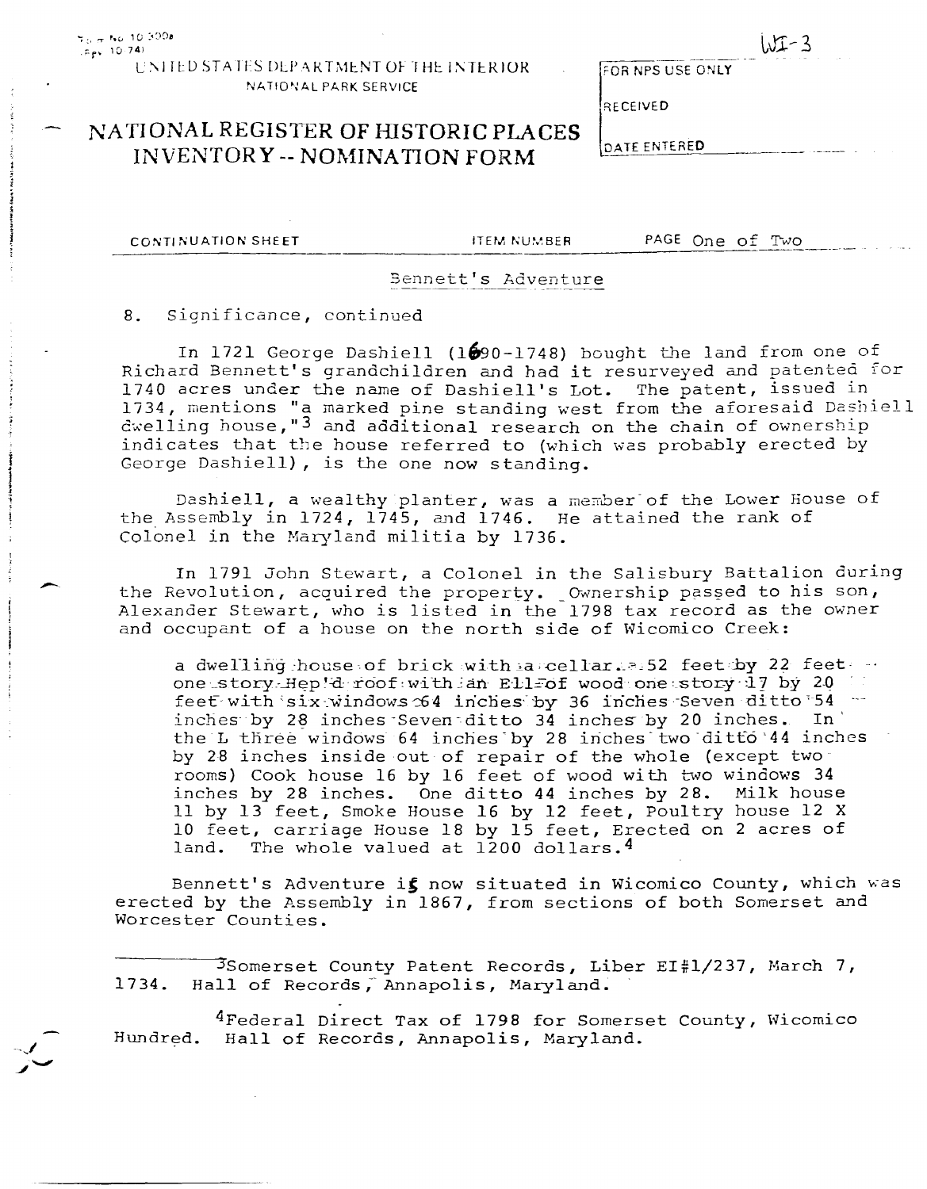WI-3

UNITED STATES DEPARTMENT OF THE INTERIOR
NATIONAL PARK SERVICE

# NATIONAL REGISTER OF HISTORIC PLACES INVENTORY -- NOMINATION FORM

FOR NPS USE ONLY

RECEIVED

DATE ENTERED

CONTINUATION SHEET    ITEM NUMBER    PAGE One of Two

Bennett's Adventure

8. Significance, continued

In 1721 George Dashiell (1690-1748) bought the land from one of Richard Bennett's grandchildren and had it resurveyed and patented for 1740 acres under the name of Dashiell's Lot. The patent, issued in 1734, mentions "a marked pine standing west from the aforesaid Dashiell dwelling house,"[3] and additional research on the chain of ownership indicates that the house referred to (which was probably erected by George Dashiell), is the one now standing.

Dashiell, a wealthy planter, was a member of the Lower House of the Assembly in 1724, 1745, and 1746. He attained the rank of Colonel in the Maryland militia by 1736.

In 1791 John Stewart, a Colonel in the Salisbury Battalion during the Revolution, acquired the property. Ownership passed to his son, Alexander Stewart, who is listed in the 1798 tax record as the owner and occupant of a house on the north side of Wicomico Creek:

> a dwelling house of brick with a cellar 52 feet by 22 feet one story Hep'd roof with an Ell of wood one story 17 by 20 feet with six windows 64 inches by 36 inches Seven ditto 54 inches by 28 inches Seven ditto 34 inches by 20 inches. In the L three windows 64 inches by 28 inches two ditto 44 inches by 28 inches inside out of repair of the whole (except two rooms) Cook house 16 by 16 feet of wood with two windows 34 inches by 28 inches. One ditto 44 inches by 28. Milk house 11 by 13 feet, Smoke House 16 by 12 feet, Poultry house 12 X 10 feet, carriage House 18 by 15 feet, Erected on 2 acres of land. The whole valued at 1200 dollars.[4]

Bennett's Adventure is now situated in Wicomico County, which was erected by the Assembly in 1867, from sections of both Somerset and Worcester Counties.

---

[3] Somerset County Patent Records, Liber EI#1/237, March 7, 1734. Hall of Records, Annapolis, Maryland.

[4] Federal Direct Tax of 1798 for Somerset County, Wicomico Hundred. Hall of Records, Annapolis, Maryland.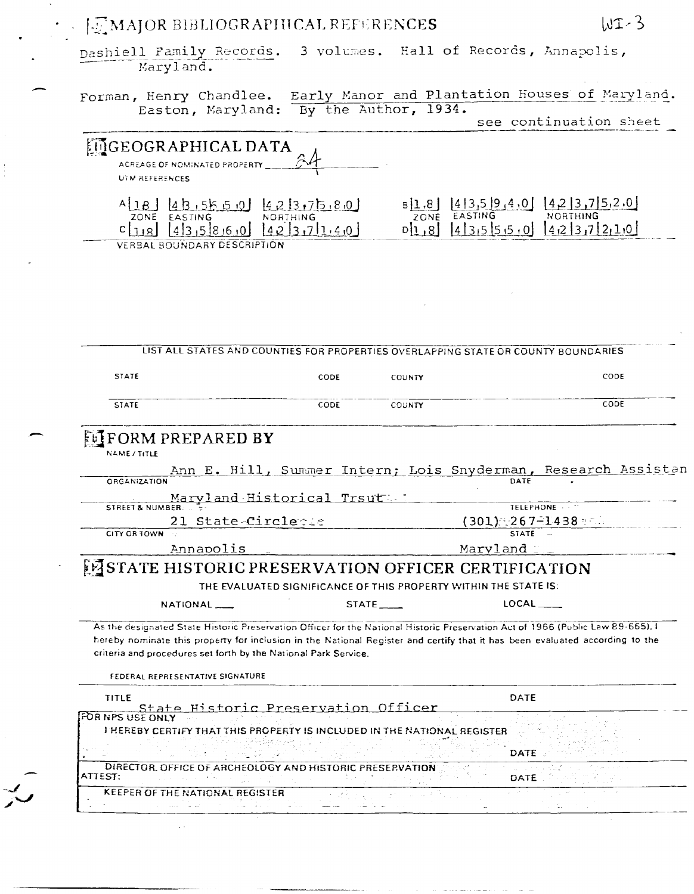WI-3

## 9 MAJOR BIBLIOGRAPHICAL REFERENCES

Dashiell Family Records. 3 volumes. Hall of Records, Annapolis, Maryland.

Forman, Henry Chandlee. Early Manor and Plantation Houses of Maryland. Easton, Maryland: By the Author, 1934.

see continuation sheet

## 10 GEOGRAPHICAL DATA

ACREAGE OF NOMINATED PROPERTY 24

UTM REFERENCES

| | ZONE | EASTING | NORTHING |
|---|---|---|---|
| A | 18 | 435550 | 4237580 |
| B | 18 | 435940 | 4237520 |
| C | 18 | 435860 | 4237140 |
| D | 18 | 435550 | 4237210 |

VERBAL BOUNDARY DESCRIPTION

LIST ALL STATES AND COUNTIES FOR PROPERTIES OVERLAPPING STATE OR COUNTY BOUNDARIES

| STATE | CODE | COUNTY | CODE |
|---|---|---|---|
| | | | |
| | | | |

## 11 FORM PREPARED BY

NAME / TITLE: Ann E. Hill, Summer Intern; Lois Snyderman, Research Assistan

ORGANIZATION: Maryland Historical Trsut

DATE:

STREET & NUMBER: 21 State Circle

TELEPHONE: (301) 267-1438

CITY OR TOWN: Annapolis

STATE: Maryland

## 12 STATE HISTORIC PRESERVATION OFFICER CERTIFICATION

THE EVALUATED SIGNIFICANCE OF THIS PROPERTY WITHIN THE STATE IS:

NATIONAL ___ STATE ___ LOCAL ___

As the designated State Historic Preservation Officer for the National Historic Preservation Act of 1966 (Public Law 89-665), I hereby nominate this property for inclusion in the National Register and certify that it has been evaluated according to the criteria and procedures set forth by the National Park Service.

FEDERAL REPRESENTATIVE SIGNATURE

TITLE: State Historic Preservation Officer

DATE

FOR NPS USE ONLY

I HEREBY CERTIFY THAT THIS PROPERTY IS INCLUDED IN THE NATIONAL REGISTER

DATE

DIRECTOR, OFFICE OF ARCHEOLOGY AND HISTORIC PRESERVATION

ATTEST:

DATE

KEEPER OF THE NATIONAL REGISTER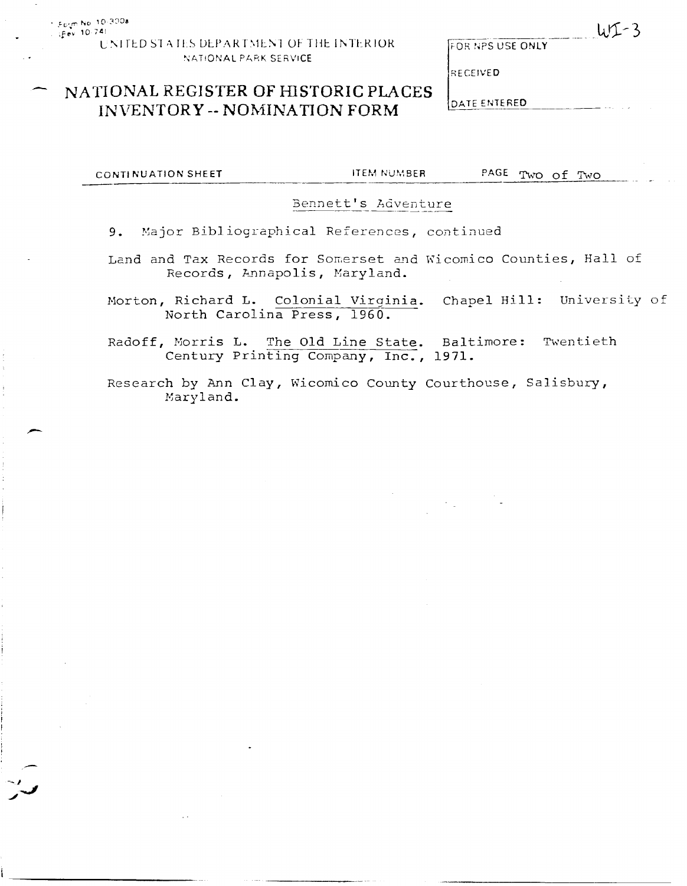Form No 10-300a
(Rev 10-74)

UNITED STATES DEPARTMENT OF THE INTERIOR
NATIONAL PARK SERVICE

# NATIONAL REGISTER OF HISTORIC PLACES INVENTORY -- NOMINATION FORM

WI-3

FOR NPS USE ONLY

RECEIVED

DATE ENTERED

CONTINUATION SHEET | ITEM NUMBER | PAGE Two of Two

Bennett's Adventure

9. Major Bibliographical References, continued

Land and Tax Records for Somerset and Wicomico Counties, Hall of Records, Annapolis, Maryland.

Morton, Richard L. Colonial Virginia. Chapel Hill: University of North Carolina Press, 1960.

Radoff, Morris L. The Old Line State. Baltimore: Twentieth Century Printing Company, Inc., 1971.

Research by Ann Clay, Wicomico County Courthouse, Salisbury, Maryland.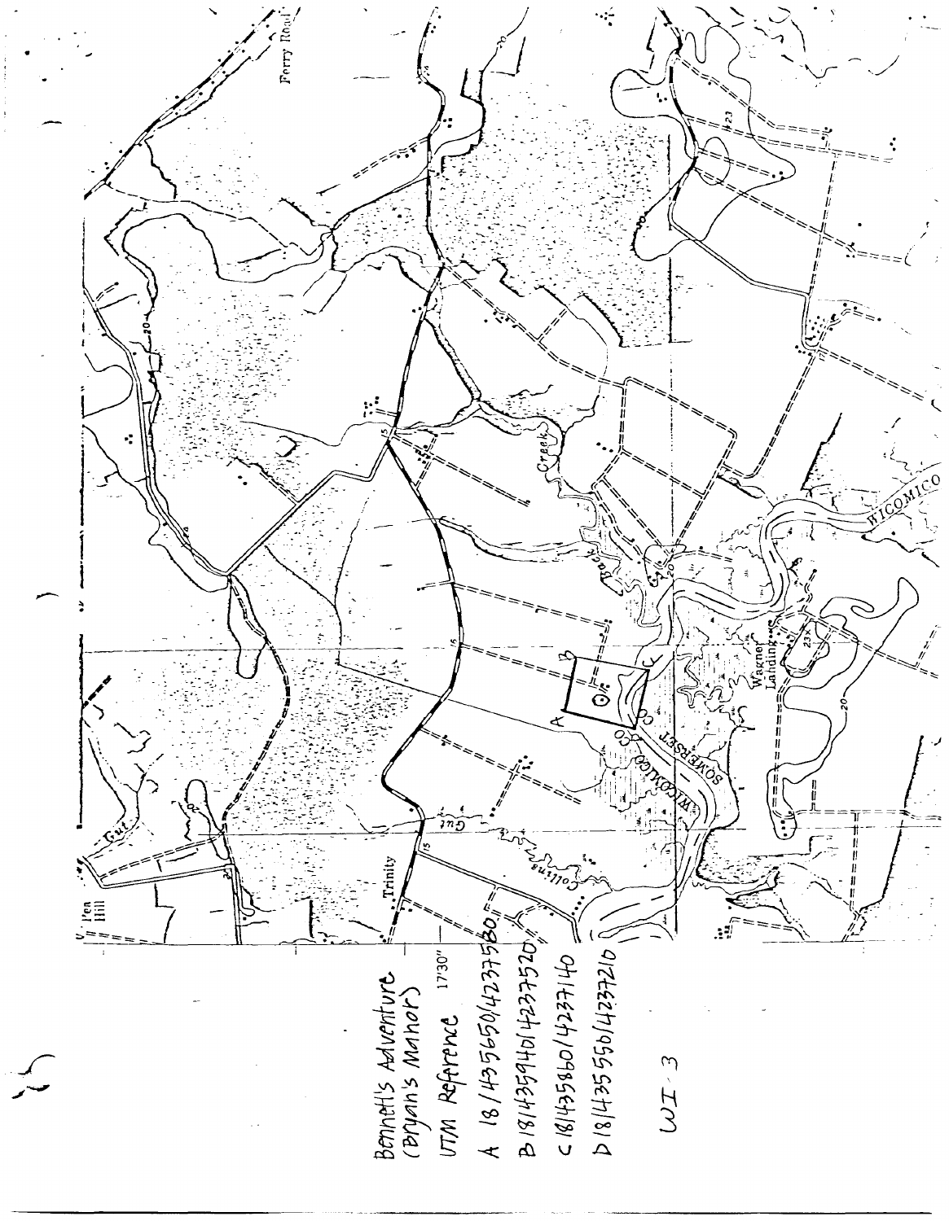Bennett's Adventure (Bryan's Manor)

UTM Reference

A 18/435650/4237580

B 18/435940/4237520

C 18/435860/4237140

D 18/435550/4237210

WI-3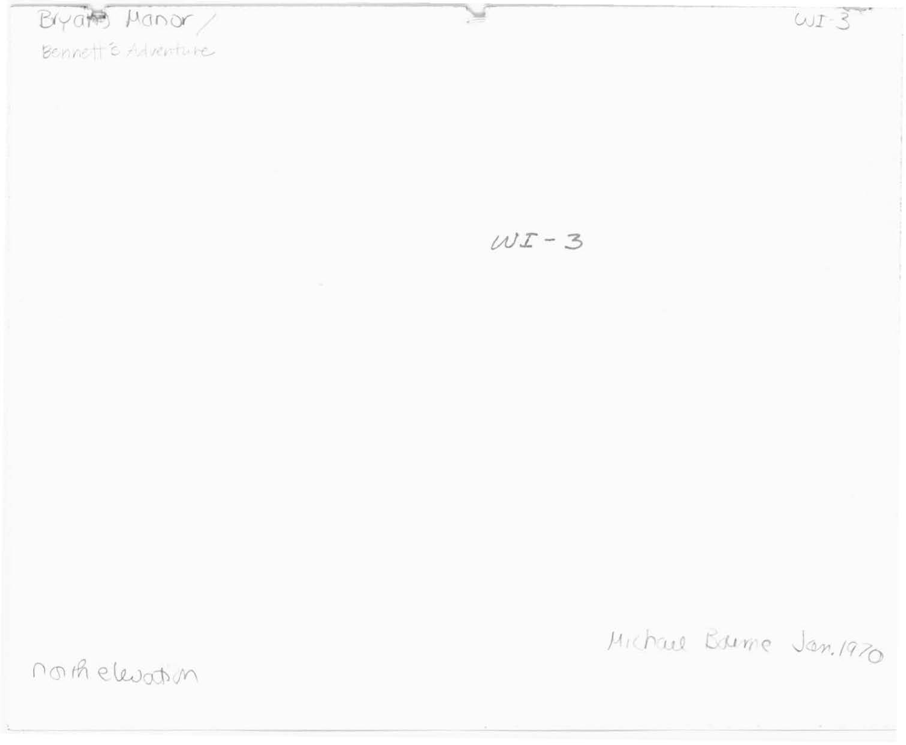Bryans Manor /
Bennett's Adventure

WI-3

WI-3

Michael Bourne Jan. 1970

north elevation